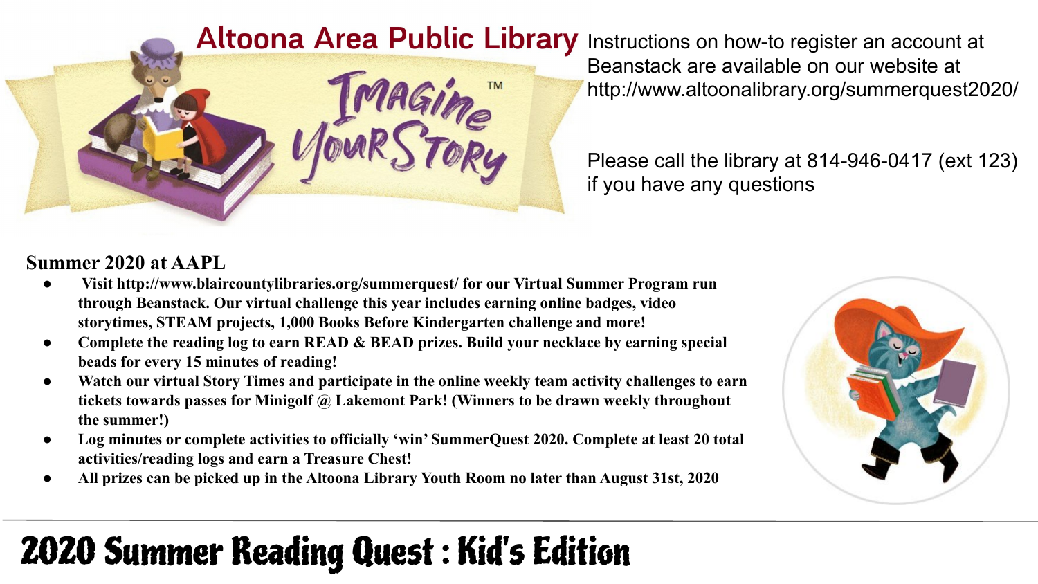# Altoona Area Public Library

Imagine Your Story™

Instructions on how-to register an account at Beanstack are available on our website at http://www.altoonalibrary.org/summerquest2020/

Please call the library at 814-946-0417 (ext 123) if you have any questions

## Summer 2020 at AAPL

- **Visit http://www.blaircountylibraries.org/summerquest/ for our Virtual Summer Program run through Beanstack. Our virtual challenge this year includes earning online badges, video storytimes, STEAM projects, 1,000 Books Before Kindergarten challenge and more!**
- **Complete the reading log to earn READ & BEAD prizes. Build your necklace by earning special beads for every 15 minutes of reading!**
- **Watch our virtual Story Times and participate in the online weekly team activity challenges to earn tickets towards passes for Minigolf @ Lakemont Park! (Winners to be drawn weekly throughout the summer!)**
- **Log minutes or complete activities to officially 'win' SummerQuest 2020. Complete at least 20 total activities/reading logs and earn a Treasure Chest!**
- **All prizes can be picked up in the Altoona Library Youth Room no later than August 31st, 2020**

# 2020 Summer Reading Quest : Kid's Edition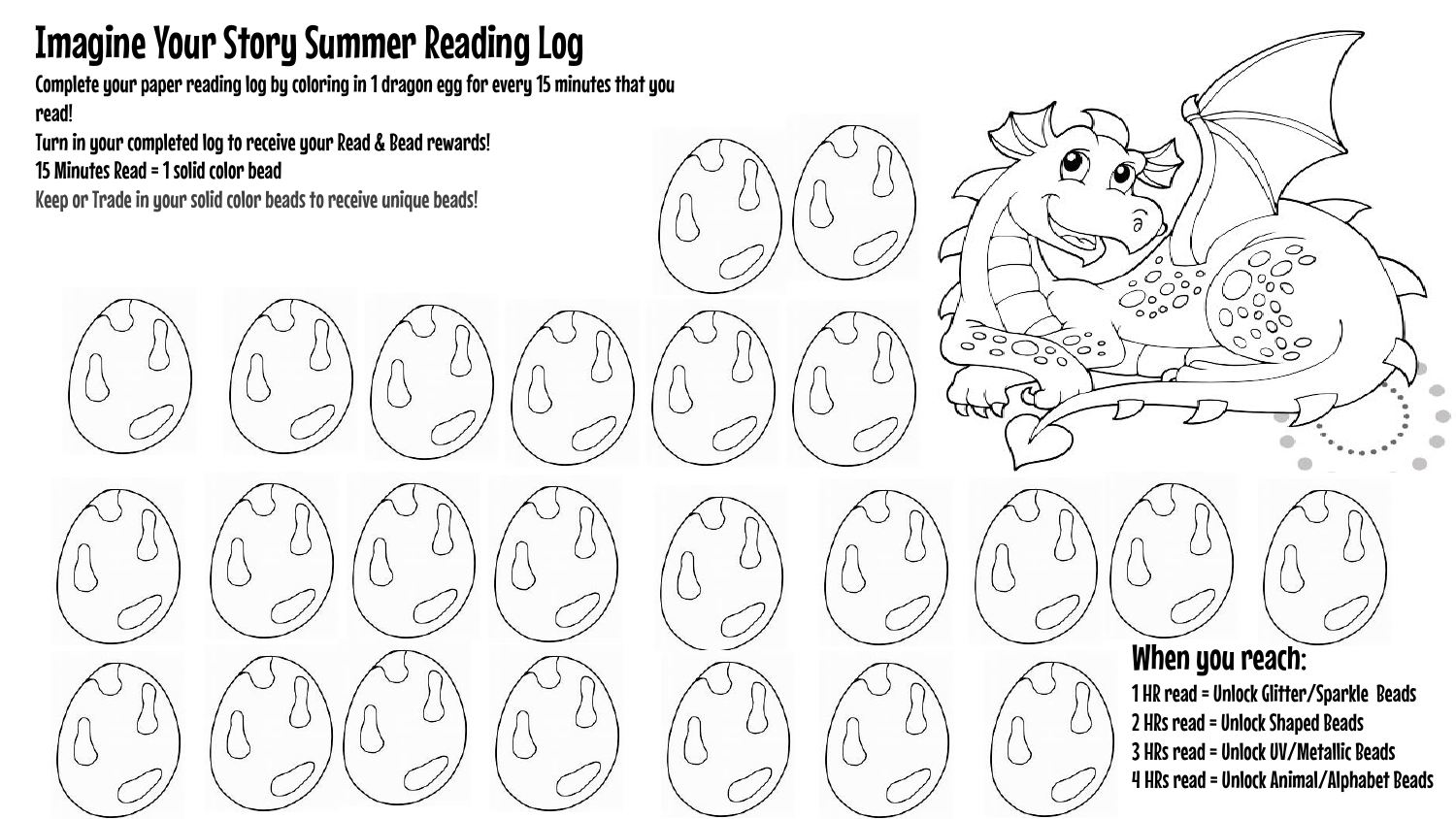# Imagine Your Story Summer Reading Log

Complete your paper reading log by coloring in 1 dragon egg for every 15 minutes that you read!

Turn in your completed log to receive your Read & Bead rewards!

15 Minutes Read = 1 solid color bead

Keep or Trade in your solid color beads to receive unique beads!

## When you reach:

1 HR read = Unlock Glitter/Sparkle Beads

2 HRs read = Unlock Shaped Beads

3 HRs read = Unlock UV/Metallic Beads

4 HRs read = Unlock Animal/Alphabet Beads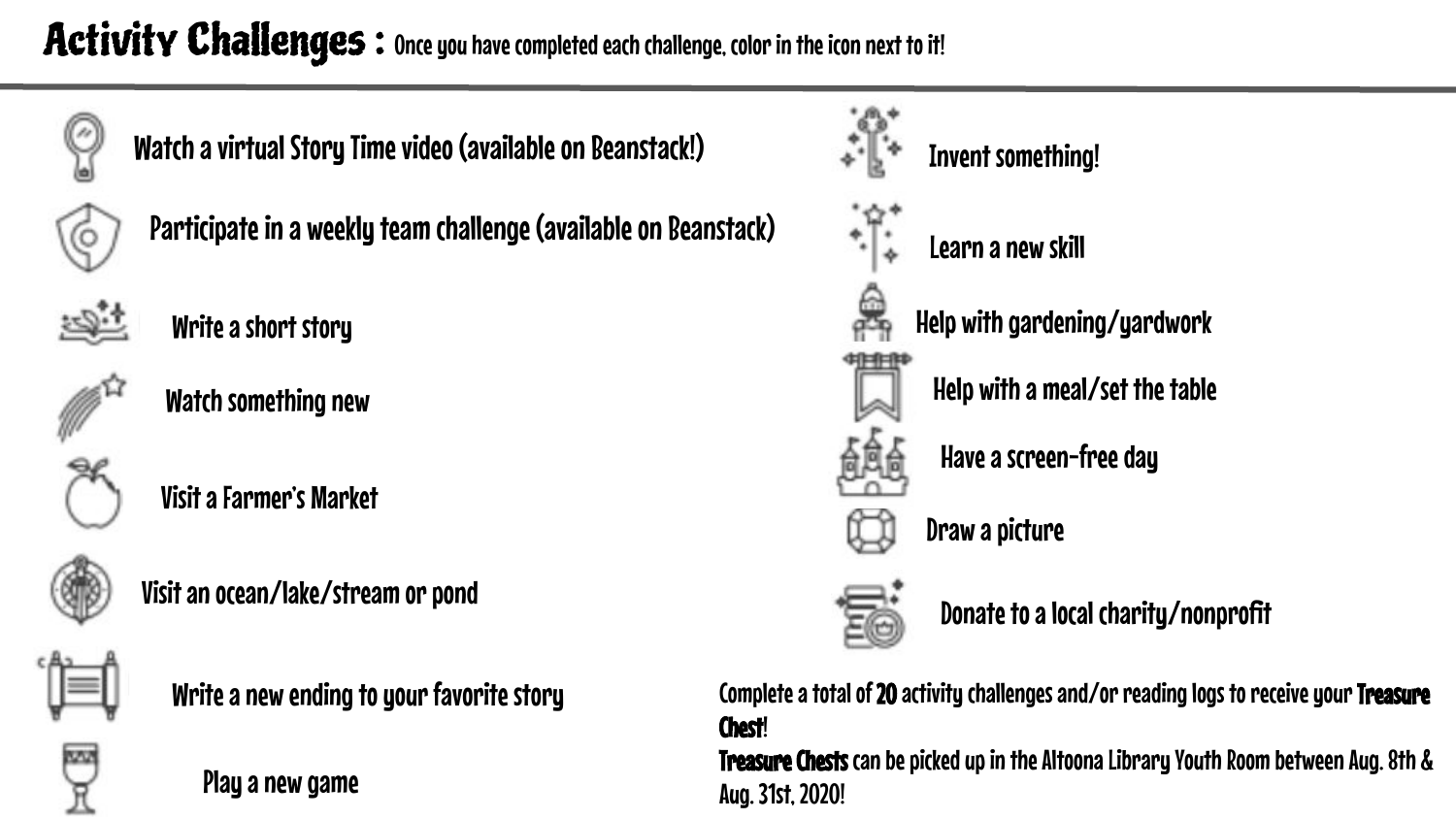# Activity Challenges : Once you have completed each challenge, color in the icon next to it!

- Watch a virtual Story Time video (available on Beanstack!)
- Participate in a weekly team challenge (available on Beanstack)
- Write a short story
- Watch something new
- Visit a Farmer's Market
- Visit an ocean/lake/stream or pond
- Write a new ending to your favorite story
- Play a new game
- Invent something!
- Learn a new skill
- Help with gardening/yardwork
- Help with a meal/set the table
- Have a screen-free day
- Draw a picture
- Donate to a local charity/nonprofit

Complete a total of **20** activity challenges and/or reading logs to receive your **Treasure Chest**!

**Treasure Chests** can be picked up in the Altoona Library Youth Room between Aug. 8th & Aug. 31st, 2020!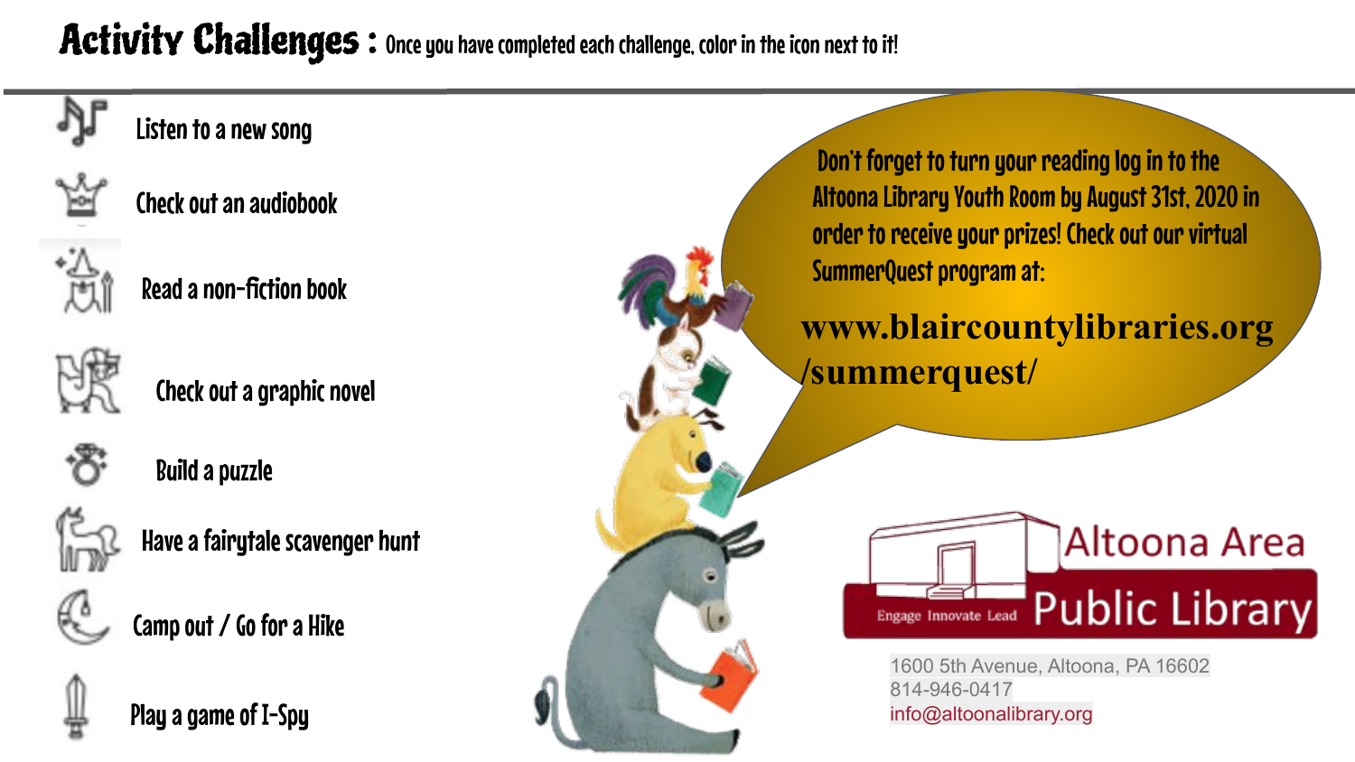# Activity Challenges : Once you have completed each challenge, color in the icon next to it!

- Listen to a new song
- Check out an audiobook
- Read a non-fiction book
- Check out a graphic novel
- Build a puzzle
- Have a fairytale scavenger hunt
- Camp out / Go for a Hike
- Play a game of I-Spy

Don't forget to turn your reading log in to the Altoona Library Youth Room by August 31st, 2020 in order to receive your prizes! Check out our virtual SummerQuest program at:

**www.blaircountylibraries.org/summerquest/**

Altoona Area Public Library

Engage Innovate Lead

1600 5th Avenue, Altoona, PA 16602
814-946-0417
info@altoonalibrary.org